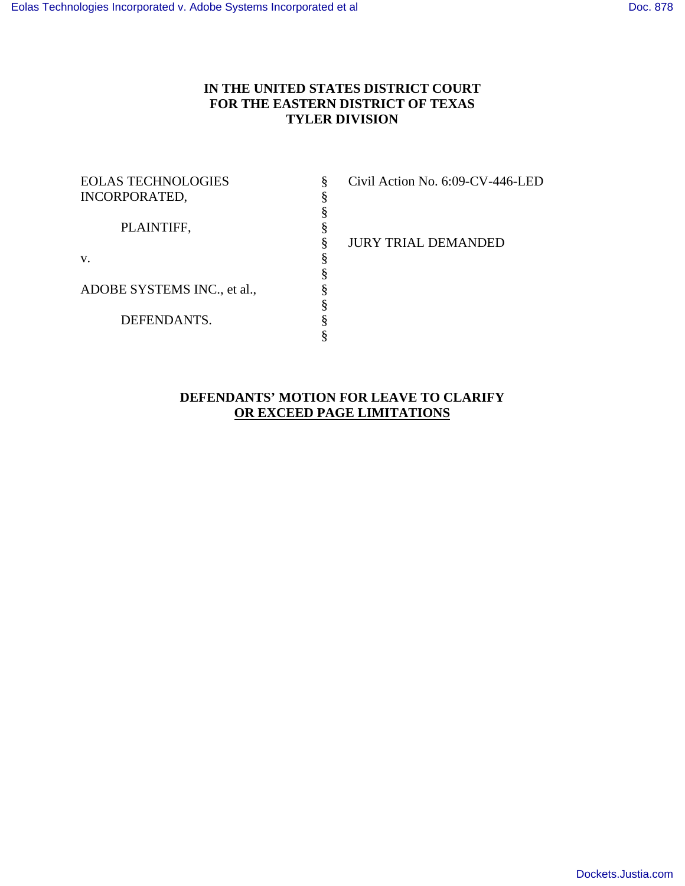**IN THE UNITED STATES DISTRICT COURT
FOR THE EASTERN DISTRICT OF TEXAS
TYLER DIVISION**

| | | |
|---|---|---|
| EOLAS TECHNOLOGIES INCORPORATED, | § | Civil Action No. 6:09-CV-446-LED |
| | § | |
| PLAINTIFF, | § | |
| | § | JURY TRIAL DEMANDED |
| v. | § | |
| | § | |
| ADOBE SYSTEMS INC., et al., | § | |
| | § | |
| DEFENDANTS. | § | |

**DEFENDANTS' MOTION FOR LEAVE TO CLARIFY
OR EXCEED PAGE LIMITATIONS**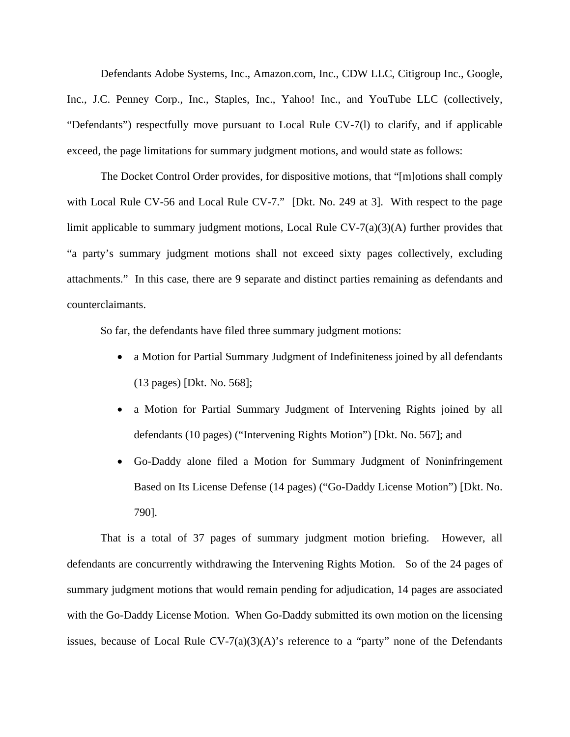Defendants Adobe Systems, Inc., Amazon.com, Inc., CDW LLC, Citigroup Inc., Google, Inc., J.C. Penney Corp., Inc., Staples, Inc., Yahoo! Inc., and YouTube LLC (collectively, "Defendants") respectfully move pursuant to Local Rule CV-7(l) to clarify, and if applicable exceed, the page limitations for summary judgment motions, and would state as follows:

The Docket Control Order provides, for dispositive motions, that "[m]otions shall comply with Local Rule CV-56 and Local Rule CV-7." [Dkt. No. 249 at 3]. With respect to the page limit applicable to summary judgment motions, Local Rule CV-7(a)(3)(A) further provides that "a party's summary judgment motions shall not exceed sixty pages collectively, excluding attachments." In this case, there are 9 separate and distinct parties remaining as defendants and counterclaimants.

So far, the defendants have filed three summary judgment motions:

- a Motion for Partial Summary Judgment of Indefiniteness joined by all defendants (13 pages) [Dkt. No. 568];
- a Motion for Partial Summary Judgment of Intervening Rights joined by all defendants (10 pages) ("Intervening Rights Motion") [Dkt. No. 567]; and
- Go-Daddy alone filed a Motion for Summary Judgment of Noninfringement Based on Its License Defense (14 pages) ("Go-Daddy License Motion") [Dkt. No. 790].

That is a total of 37 pages of summary judgment motion briefing. However, all defendants are concurrently withdrawing the Intervening Rights Motion. So of the 24 pages of summary judgment motions that would remain pending for adjudication, 14 pages are associated with the Go-Daddy License Motion. When Go-Daddy submitted its own motion on the licensing issues, because of Local Rule CV-7(a)(3)(A)'s reference to a "party" none of the Defendants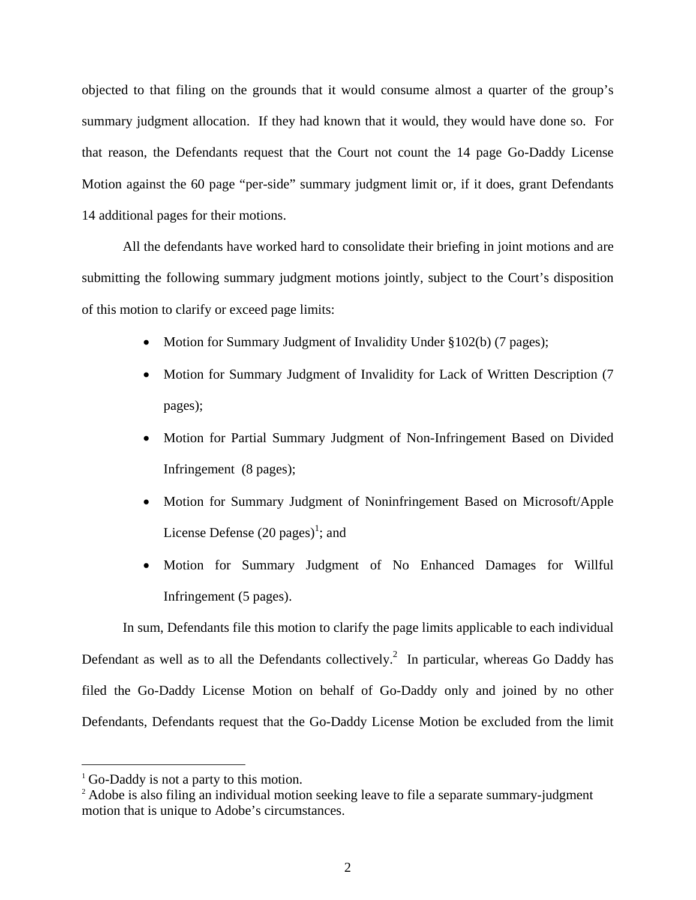objected to that filing on the grounds that it would consume almost a quarter of the group's summary judgment allocation. If they had known that it would, they would have done so. For that reason, the Defendants request that the Court not count the 14 page Go-Daddy License Motion against the 60 page "per-side" summary judgment limit or, if it does, grant Defendants 14 additional pages for their motions.

All the defendants have worked hard to consolidate their briefing in joint motions and are submitting the following summary judgment motions jointly, subject to the Court's disposition of this motion to clarify or exceed page limits:

- Motion for Summary Judgment of Invalidity Under §102(b) (7 pages);
- Motion for Summary Judgment of Invalidity for Lack of Written Description (7 pages);
- Motion for Partial Summary Judgment of Non-Infringement Based on Divided Infringement (8 pages);
- Motion for Summary Judgment of Noninfringement Based on Microsoft/Apple License Defense (20 pages)[1]; and
- Motion for Summary Judgment of No Enhanced Damages for Willful Infringement (5 pages).

In sum, Defendants file this motion to clarify the page limits applicable to each individual Defendant as well as to all the Defendants collectively.[2] In particular, whereas Go Daddy has filed the Go-Daddy License Motion on behalf of Go-Daddy only and joined by no other Defendants, Defendants request that the Go-Daddy License Motion be excluded from the limit

[1] Go-Daddy is not a party to this motion.

[2] Adobe is also filing an individual motion seeking leave to file a separate summary-judgment motion that is unique to Adobe's circumstances.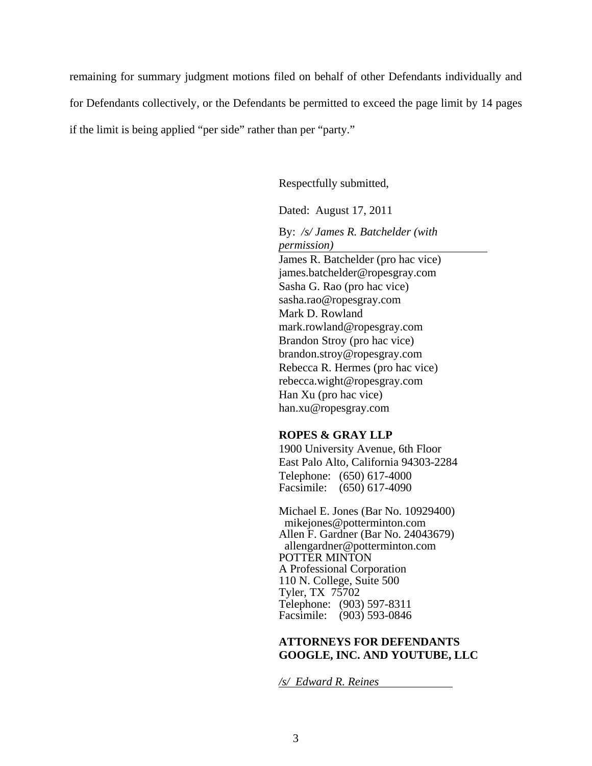remaining for summary judgment motions filed on behalf of other Defendants individually and for Defendants collectively, or the Defendants be permitted to exceed the page limit by 14 pages if the limit is being applied "per side" rather than per "party."

Respectfully submitted,

Dated: August 17, 2011

By: */s/ James R. Batchelder (with permission)*

James R. Batchelder (pro hac vice)
james.batchelder@ropesgray.com
Sasha G. Rao (pro hac vice)
sasha.rao@ropesgray.com
Mark D. Rowland
mark.rowland@ropesgray.com
Brandon Stroy (pro hac vice)
brandon.stroy@ropesgray.com
Rebecca R. Hermes (pro hac vice)
rebecca.wight@ropesgray.com
Han Xu (pro hac vice)
han.xu@ropesgray.com

**ROPES & GRAY LLP**
1900 University Avenue, 6th Floor
East Palo Alto, California 94303-2284
Telephone: (650) 617-4000
Facsimile: (650) 617-4090

Michael E. Jones (Bar No. 10929400)
mikejones@potterminton.com
Allen F. Gardner (Bar No. 24043679)
allengardner@potterminton.com
POTTER MINTON
A Professional Corporation
110 N. College, Suite 500
Tyler, TX 75702
Telephone: (903) 597-8311
Facsimile: (903) 593-0846

**ATTORNEYS FOR DEFENDANTS GOOGLE, INC. AND YOUTUBE, LLC**

*/s/ Edward R. Reines*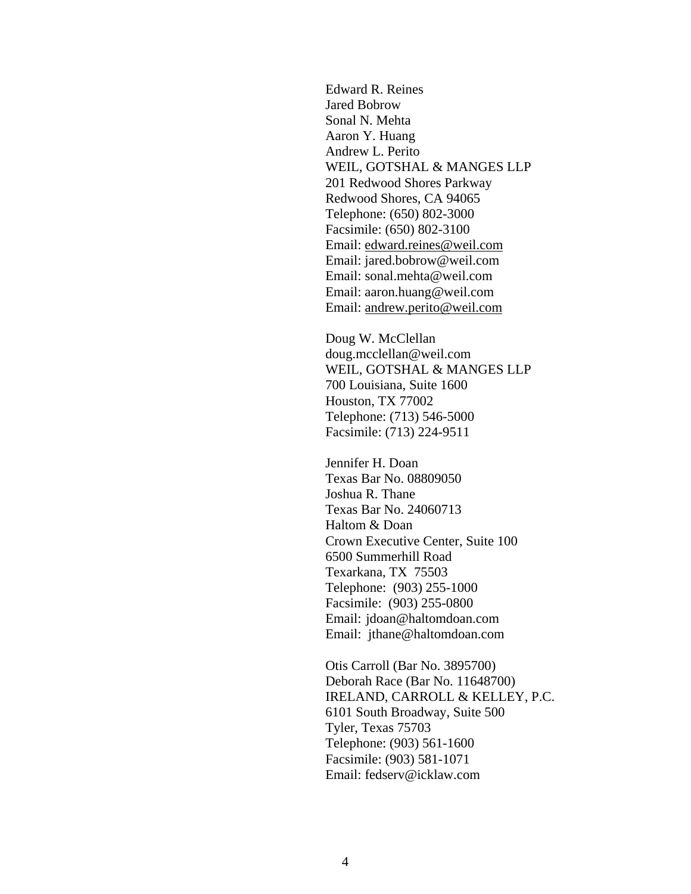Edward R. Reines
Jared Bobrow
Sonal N. Mehta
Aaron Y. Huang
Andrew L. Perito
WEIL, GOTSHAL & MANGES LLP
201 Redwood Shores Parkway
Redwood Shores, CA 94065
Telephone: (650) 802-3000
Facsimile: (650) 802-3100
Email: edward.reines@weil.com
Email: jared.bobrow@weil.com
Email: sonal.mehta@weil.com
Email: aaron.huang@weil.com
Email: andrew.perito@weil.com

Doug W. McClellan
doug.mcclellan@weil.com
WEIL, GOTSHAL & MANGES LLP
700 Louisiana, Suite 1600
Houston, TX 77002
Telephone: (713) 546-5000
Facsimile: (713) 224-9511

Jennifer H. Doan
Texas Bar No. 08809050
Joshua R. Thane
Texas Bar No. 24060713
Haltom & Doan
Crown Executive Center, Suite 100
6500 Summerhill Road
Texarkana, TX 75503
Telephone: (903) 255-1000
Facsimile: (903) 255-0800
Email: jdoan@haltomdoan.com
Email: jthane@haltomdoan.com

Otis Carroll (Bar No. 3895700)
Deborah Race (Bar No. 11648700)
IRELAND, CARROLL & KELLEY, P.C.
6101 South Broadway, Suite 500
Tyler, Texas 75703
Telephone: (903) 561-1600
Facsimile: (903) 581-1071
Email: fedserv@icklaw.com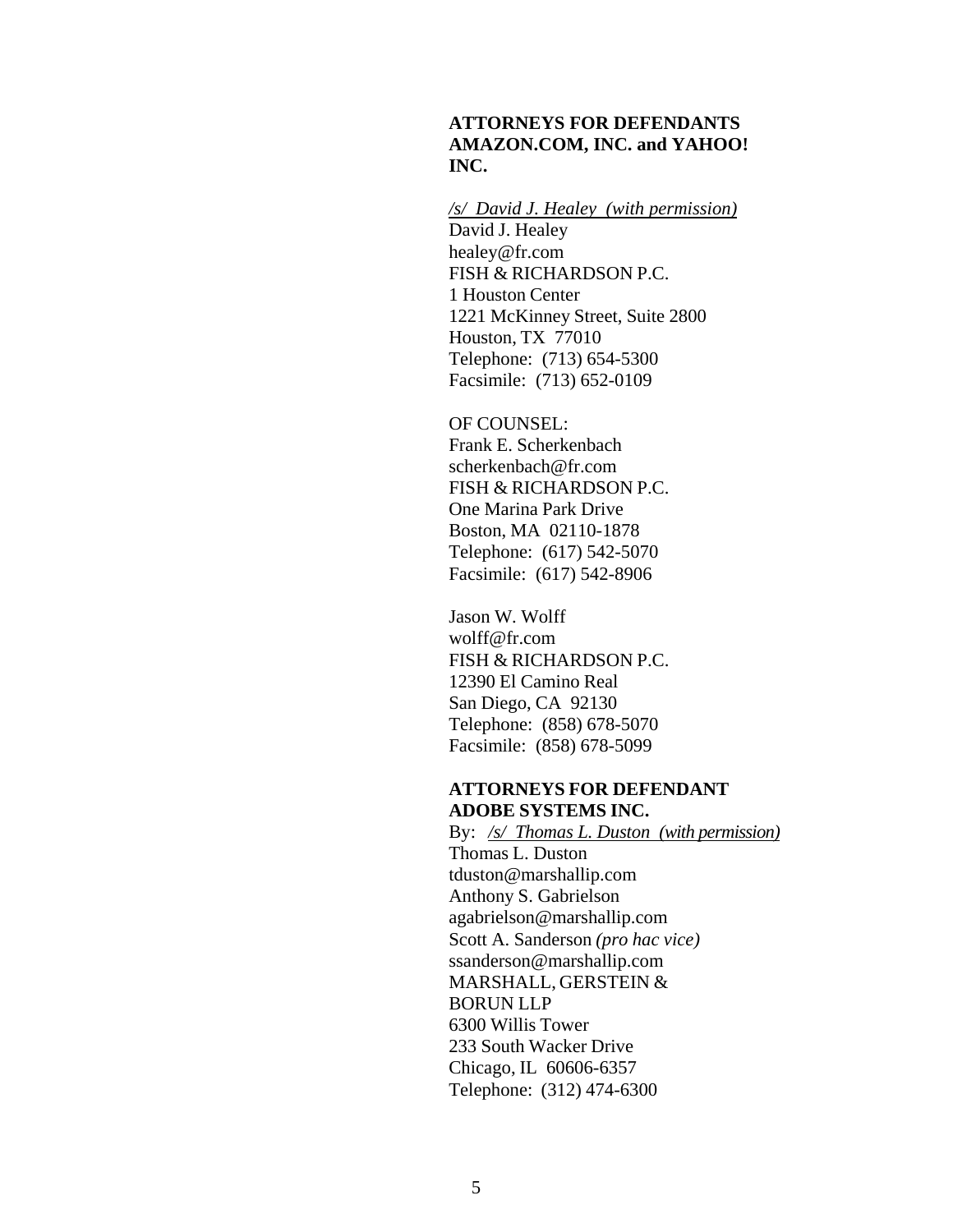**ATTORNEYS FOR DEFENDANTS AMAZON.COM, INC. and YAHOO! INC.**

*/s/ David J. Healey (with permission)*
David J. Healey
healey@fr.com
FISH & RICHARDSON P.C.
1 Houston Center
1221 McKinney Street, Suite 2800
Houston, TX 77010
Telephone: (713) 654-5300
Facsimile: (713) 652-0109

OF COUNSEL:
Frank E. Scherkenbach
scherkenbach@fr.com
FISH & RICHARDSON P.C.
One Marina Park Drive
Boston, MA 02110-1878
Telephone: (617) 542-5070
Facsimile: (617) 542-8906

Jason W. Wolff
wolff@fr.com
FISH & RICHARDSON P.C.
12390 El Camino Real
San Diego, CA 92130
Telephone: (858) 678-5070
Facsimile: (858) 678-5099

**ATTORNEYS FOR DEFENDANT ADOBE SYSTEMS INC.**
By: */s/ Thomas L. Duston (with permission)*
Thomas L. Duston
tduston@marshallip.com
Anthony S. Gabrielson
agabrielson@marshallip.com
Scott A. Sanderson *(pro hac vice)*
ssanderson@marshallip.com
MARSHALL, GERSTEIN & BORUN LLP
6300 Willis Tower
233 South Wacker Drive
Chicago, IL 60606-6357
Telephone: (312) 474-6300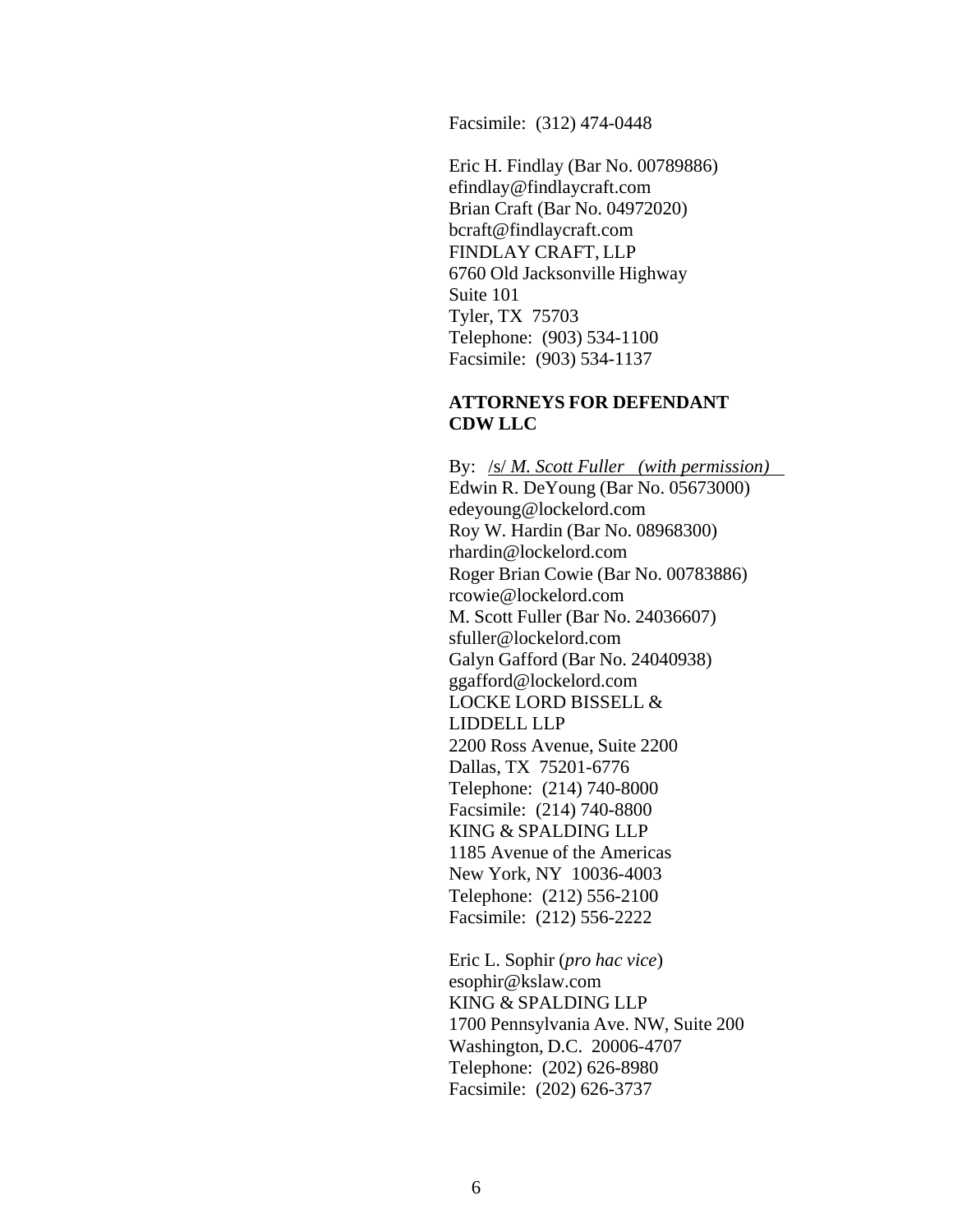Facsimile: (312) 474-0448

Eric H. Findlay (Bar No. 00789886)
efindlay@findlaycraft.com
Brian Craft (Bar No. 04972020)
bcraft@findlaycraft.com
FINDLAY CRAFT, LLP
6760 Old Jacksonville Highway
Suite 101
Tyler, TX 75703
Telephone: (903) 534-1100
Facsimile: (903) 534-1137

**ATTORNEYS FOR DEFENDANT CDW LLC**

By: /s/ *M. Scott Fuller (with permission)*
Edwin R. DeYoung (Bar No. 05673000)
edeyoung@lockelord.com
Roy W. Hardin (Bar No. 08968300)
rhardin@lockelord.com
Roger Brian Cowie (Bar No. 00783886)
rcowie@lockelord.com
M. Scott Fuller (Bar No. 24036607)
sfuller@lockelord.com
Galyn Gafford (Bar No. 24040938)
ggafford@lockelord.com
LOCKE LORD BISSELL & LIDDELL LLP
2200 Ross Avenue, Suite 2200
Dallas, TX 75201-6776
Telephone: (214) 740-8000
Facsimile: (214) 740-8800
KING & SPALDING LLP
1185 Avenue of the Americas
New York, NY 10036-4003
Telephone: (212) 556-2100
Facsimile: (212) 556-2222

Eric L. Sophir (*pro hac vice*)
esophir@kslaw.com
KING & SPALDING LLP
1700 Pennsylvania Ave. NW, Suite 200
Washington, D.C. 20006-4707
Telephone: (202) 626-8980
Facsimile: (202) 626-3737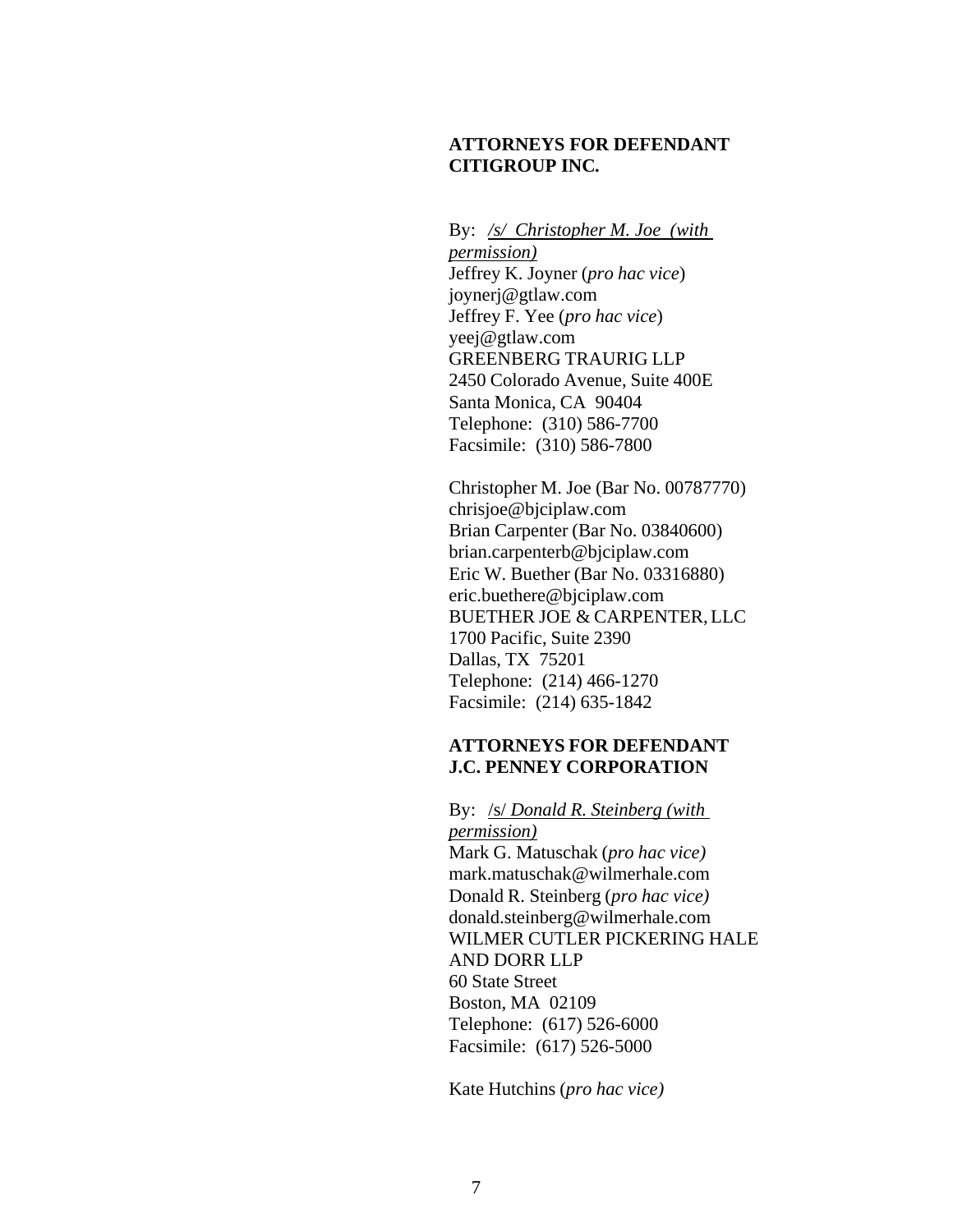**ATTORNEYS FOR DEFENDANT CITIGROUP INC.**

By: */s/ Christopher M. Joe (with permission)*
Jeffrey K. Joyner (*pro hac vice*)
joynerj@gtlaw.com
Jeffrey F. Yee (*pro hac vice*)
yeej@gtlaw.com
GREENBERG TRAURIG LLP
2450 Colorado Avenue, Suite 400E
Santa Monica, CA 90404
Telephone: (310) 586-7700
Facsimile: (310) 586-7800

Christopher M. Joe (Bar No. 00787770)
chrisjoe@bjciplaw.com
Brian Carpenter (Bar No. 03840600)
brian.carpenterb@bjciplaw.com
Eric W. Buether (Bar No. 03316880)
eric.buethere@bjciplaw.com
BUETHER JOE & CARPENTER, LLC
1700 Pacific, Suite 2390
Dallas, TX 75201
Telephone: (214) 466-1270
Facsimile: (214) 635-1842

**ATTORNEYS FOR DEFENDANT J.C. PENNEY CORPORATION**

By: /s/ *Donald R. Steinberg (with permission)*
Mark G. Matuschak (*pro hac vice)*
mark.matuschak@wilmerhale.com
Donald R. Steinberg (*pro hac vice)*
donald.steinberg@wilmerhale.com
WILMER CUTLER PICKERING HALE AND DORR LLP
60 State Street
Boston, MA 02109
Telephone: (617) 526-6000
Facsimile: (617) 526-5000

Kate Hutchins (*pro hac vice)*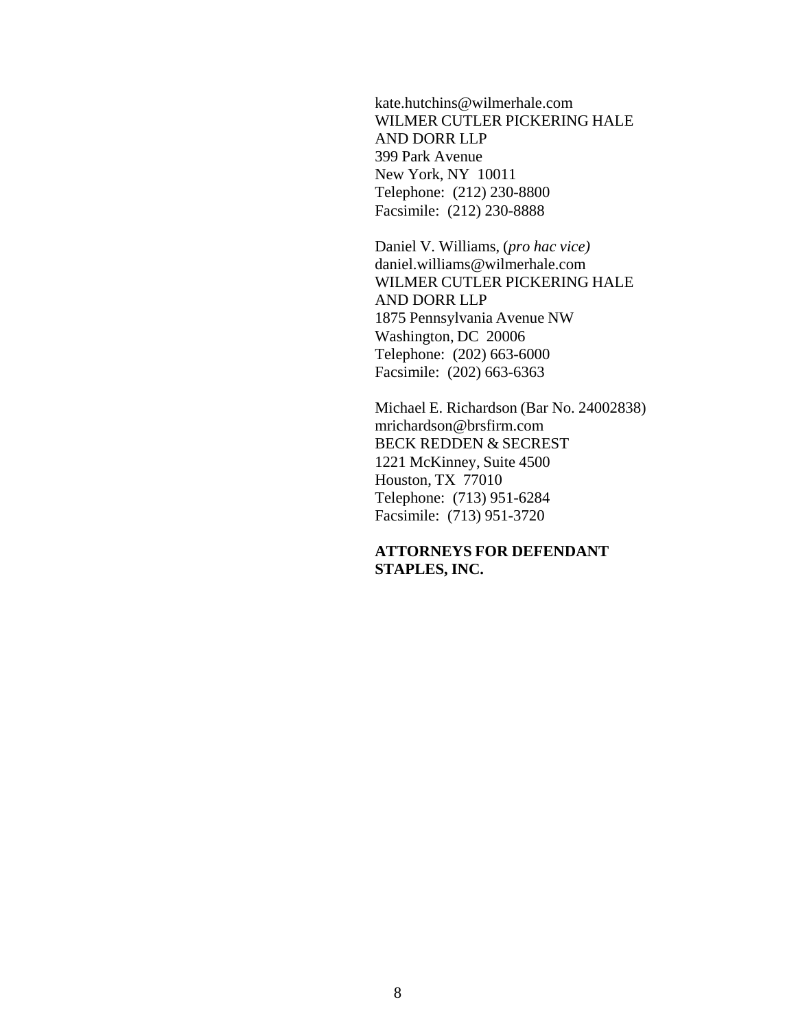kate.hutchins@wilmerhale.com
WILMER CUTLER PICKERING HALE AND DORR LLP
399 Park Avenue
New York, NY 10011
Telephone: (212) 230-8800
Facsimile: (212) 230-8888

Daniel V. Williams, (*pro hac vice)*
daniel.williams@wilmerhale.com
WILMER CUTLER PICKERING HALE AND DORR LLP
1875 Pennsylvania Avenue NW
Washington, DC 20006
Telephone: (202) 663-6000
Facsimile: (202) 663-6363

Michael E. Richardson (Bar No. 24002838)
mrichardson@brsfirm.com
BECK REDDEN & SECREST
1221 McKinney, Suite 4500
Houston, TX 77010
Telephone: (713) 951-6284
Facsimile: (713) 951-3720

**ATTORNEYS FOR DEFENDANT STAPLES, INC.**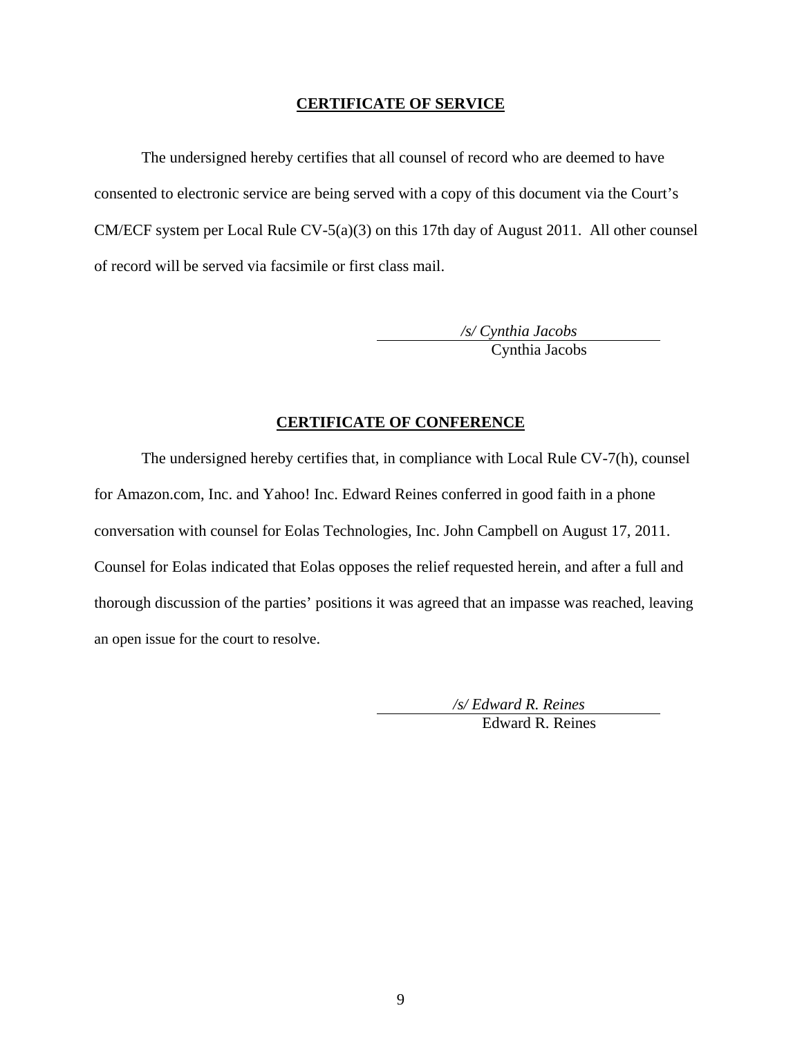## CERTIFICATE OF SERVICE

The undersigned hereby certifies that all counsel of record who are deemed to have consented to electronic service are being served with a copy of this document via the Court's CM/ECF system per Local Rule CV-5(a)(3) on this 17th day of August 2011. All other counsel of record will be served via facsimile or first class mail.

*/s/ Cynthia Jacobs*
Cynthia Jacobs

## CERTIFICATE OF CONFERENCE

The undersigned hereby certifies that, in compliance with Local Rule CV-7(h), counsel for Amazon.com, Inc. and Yahoo! Inc. Edward Reines conferred in good faith in a phone conversation with counsel for Eolas Technologies, Inc. John Campbell on August 17, 2011. Counsel for Eolas indicated that Eolas opposes the relief requested herein, and after a full and thorough discussion of the parties' positions it was agreed that an impasse was reached, leaving an open issue for the court to resolve.

*/s/ Edward R. Reines*
Edward R. Reines